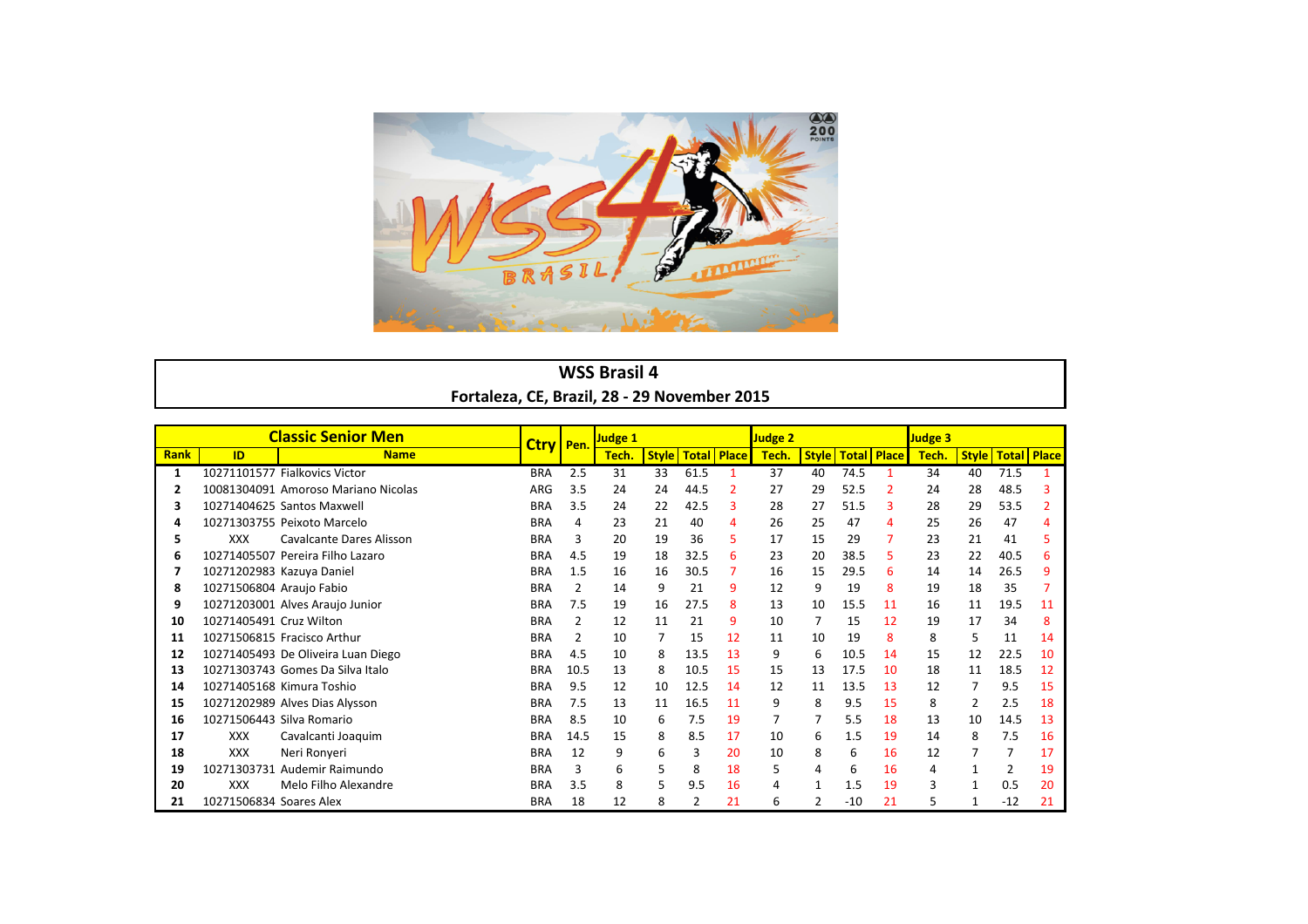# WSS Brasil 4

## Fortaleza, CE, Brazil, 28 - 29 November 2015

| Classic Senior Men | | | Ctry | Pen. | Judge 1 | | | | Judge 2 | | | | Judge 3 | | | |
|---|---|---|---|---|---|---|---|---|---|---|---|---|---|---|---|---|
| Rank | ID | Name | | | Tech. | Style | Total | Place | Tech. | Style | Total | Place | Tech. | Style | Total | Place |
| 1 | 10271101577 | Fialkovics Victor | BRA | 2.5 | 31 | 33 | 61.5 | 1 | 37 | 40 | 74.5 | 1 | 34 | 40 | 71.5 | 1 |
| 2 | 10081304091 | Amoroso Mariano Nicolas | ARG | 3.5 | 24 | 24 | 44.5 | 2 | 27 | 29 | 52.5 | 2 | 24 | 28 | 48.5 | 3 |
| 3 | 10271404625 | Santos Maxwell | BRA | 3.5 | 24 | 22 | 42.5 | 3 | 28 | 27 | 51.5 | 3 | 28 | 29 | 53.5 | 2 |
| 4 | 10271303755 | Peixoto Marcelo | BRA | 4 | 23 | 21 | 40 | 4 | 26 | 25 | 47 | 4 | 25 | 26 | 47 | 4 |
| 5 | XXX | Cavalcante Dares Alisson | BRA | 3 | 20 | 19 | 36 | 5 | 17 | 15 | 29 | 7 | 23 | 21 | 41 | 5 |
| 6 | 10271405507 | Pereira Filho Lazaro | BRA | 4.5 | 19 | 18 | 32.5 | 6 | 23 | 20 | 38.5 | 5 | 23 | 22 | 40.5 | 6 |
| 7 | 10271202983 | Kazuya Daniel | BRA | 1.5 | 16 | 16 | 30.5 | 7 | 16 | 15 | 29.5 | 6 | 14 | 14 | 26.5 | 9 |
| 8 | 10271506804 | Araujo Fabio | BRA | 2 | 14 | 9 | 21 | 9 | 12 | 9 | 19 | 8 | 19 | 18 | 35 | 7 |
| 9 | 10271203001 | Alves Araujo Junior | BRA | 7.5 | 19 | 16 | 27.5 | 8 | 13 | 10 | 15.5 | 11 | 16 | 11 | 19.5 | 11 |
| 10 | 10271405491 | Cruz Wilton | BRA | 2 | 12 | 11 | 21 | 9 | 10 | 7 | 15 | 12 | 19 | 17 | 34 | 8 |
| 11 | 10271506815 | Fracisco Arthur | BRA | 2 | 10 | 7 | 15 | 12 | 11 | 10 | 19 | 8 | 8 | 5 | 11 | 14 |
| 12 | 10271405493 | De Oliveira Luan Diego | BRA | 4.5 | 10 | 8 | 13.5 | 13 | 9 | 6 | 10.5 | 14 | 15 | 12 | 22.5 | 10 |
| 13 | 10271303743 | Gomes Da Silva Italo | BRA | 10.5 | 13 | 8 | 10.5 | 15 | 15 | 13 | 17.5 | 10 | 18 | 11 | 18.5 | 12 |
| 14 | 10271405168 | Kimura Toshio | BRA | 9.5 | 12 | 10 | 12.5 | 14 | 12 | 11 | 13.5 | 13 | 12 | 7 | 9.5 | 15 |
| 15 | 10271202989 | Alves Dias Alysson | BRA | 7.5 | 13 | 11 | 16.5 | 11 | 9 | 8 | 9.5 | 15 | 8 | 2 | 2.5 | 18 |
| 16 | 10271506443 | Silva Romario | BRA | 8.5 | 10 | 6 | 7.5 | 19 | 7 | 7 | 5.5 | 18 | 13 | 10 | 14.5 | 13 |
| 17 | XXX | Cavalcanti Joaquim | BRA | 14.5 | 15 | 8 | 8.5 | 17 | 10 | 6 | 1.5 | 19 | 14 | 8 | 7.5 | 16 |
| 18 | XXX | Neri Ronyeri | BRA | 12 | 9 | 6 | 3 | 20 | 10 | 8 | 6 | 16 | 12 | 7 | 7 | 17 |
| 19 | 10271303731 | Audemir Raimundo | BRA | 3 | 6 | 5 | 8 | 18 | 5 | 4 | 6 | 16 | 4 | 1 | 2 | 19 |
| 20 | XXX | Melo Filho Alexandre | BRA | 3.5 | 8 | 5 | 9.5 | 16 | 4 | 1 | 1.5 | 19 | 3 | 1 | 0.5 | 20 |
| 21 | 10271506834 | Soares Alex | BRA | 18 | 12 | 8 | 2 | 21 | 6 | 2 | -10 | 21 | 5 | 1 | -12 | 21 |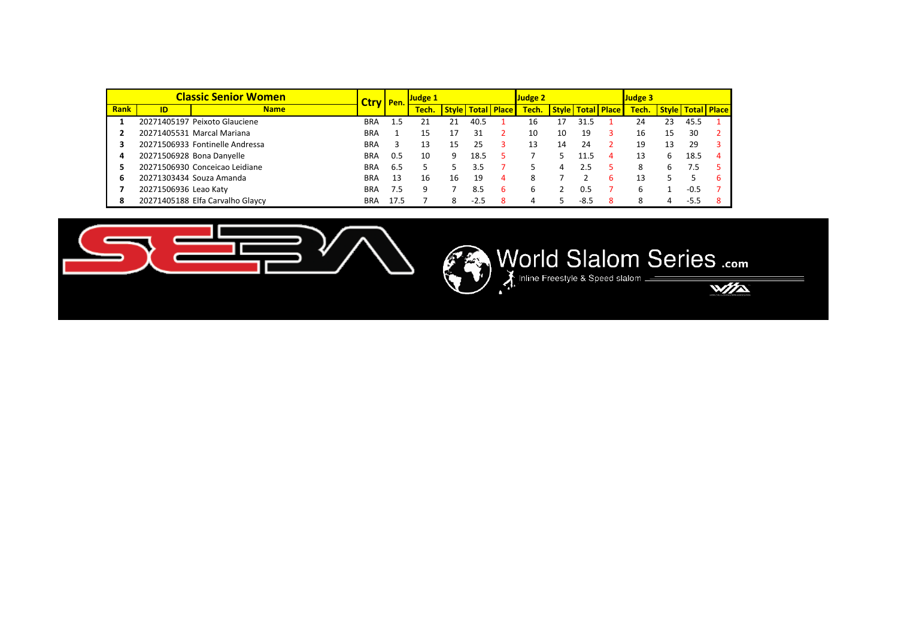| Classic Senior Women | | | Ctry | Pen. | Judge 1 | | | | Judge 2 | | | | Judge 3 | | | |
|---|---|---|---|---|---|---|---|---|---|---|---|---|---|---|---|---|
| Rank | ID | Name | | | Tech. | Style | Total | Place | Tech. | Style | Total | Place | Tech. | Style | Total | Place |
| 1 | 20271405197 | Peixoto Glauciene | BRA | 1.5 | 21 | 21 | 40.5 | 1 | 16 | 17 | 31.5 | 1 | 24 | 23 | 45.5 | 1 |
| 2 | 20271405531 | Marcal Mariana | BRA | 1 | 15 | 17 | 31 | 2 | 10 | 10 | 19 | 3 | 16 | 15 | 30 | 2 |
| 3 | 20271506933 | Fontinelle Andressa | BRA | 3 | 13 | 15 | 25 | 3 | 13 | 14 | 24 | 2 | 19 | 13 | 29 | 3 |
| 4 | 20271506928 | Bona Danyelle | BRA | 0.5 | 10 | 9 | 18.5 | 5 | 7 | 5 | 11.5 | 4 | 13 | 6 | 18.5 | 4 |
| 5 | 20271506930 | Conceicao Leidiane | BRA | 6.5 | 5 | 5 | 3.5 | 7 | 5 | 4 | 2.5 | 5 | 8 | 6 | 7.5 | 5 |
| 6 | 20271303434 | Souza Amanda | BRA | 13 | 16 | 16 | 19 | 4 | 8 | 7 | 2 | 6 | 13 | 5 | 5 | 6 |
| 7 | 20271506936 | Leao Katy | BRA | 7.5 | 9 | 7 | 8.5 | 6 | 6 | 2 | 0.5 | 7 | 6 | 1 | -0.5 | 7 |
| 8 | 20271405188 | Elfa Carvalho Glaycy | BRA | 17.5 | 7 | 8 | -2.5 | 8 | 4 | 5 | -8.5 | 8 | 8 | 4 | -5.5 | 8 |

World Slalom Series .com

Inline Freestyle & Speed slalom